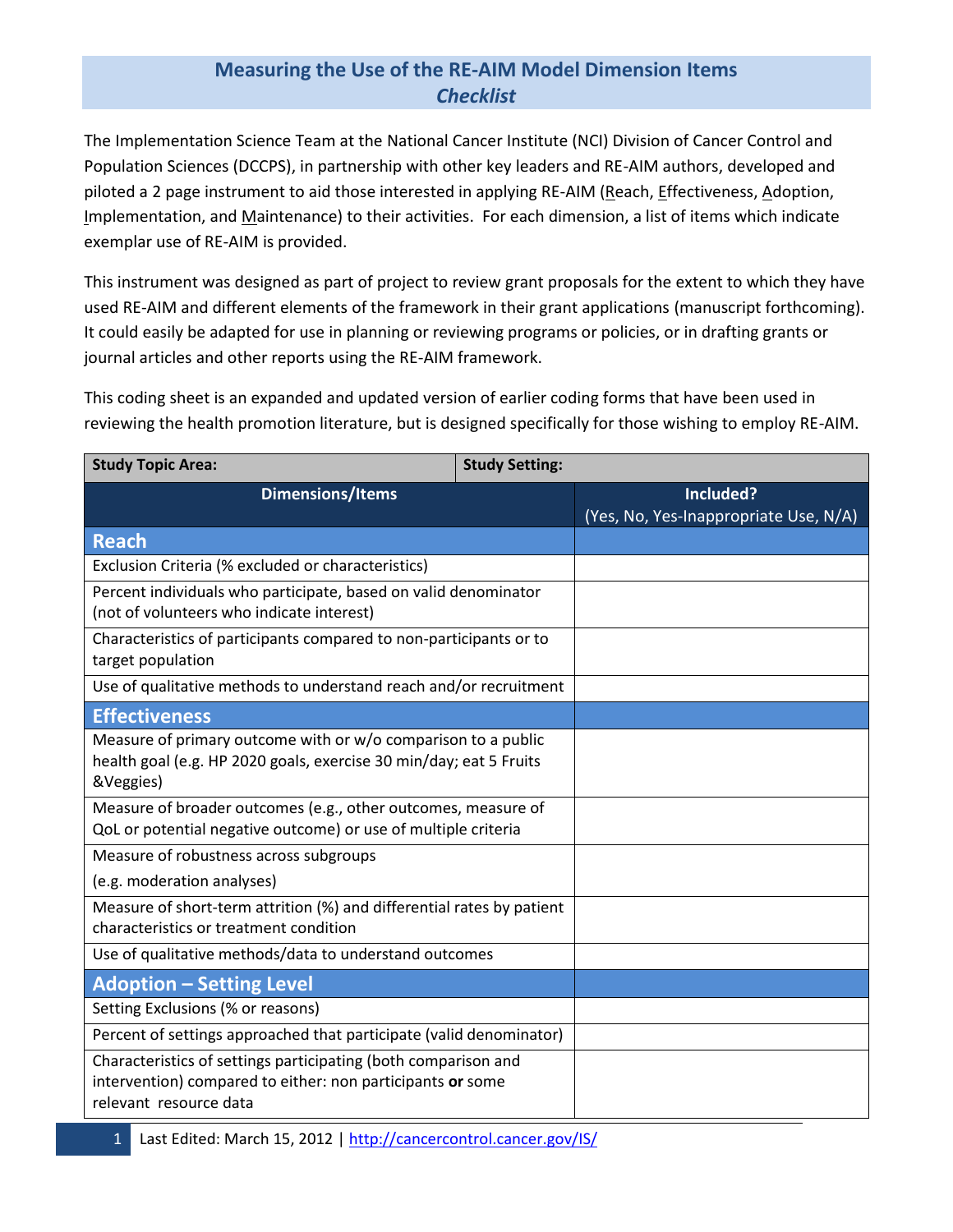# Measuring the Use of the RE-AIM Model Dimension Items

## *Checklist*

The Implementation Science Team at the National Cancer Institute (NCI) Division of Cancer Control and Population Sciences (DCCPS), in partnership with other key leaders and RE-AIM authors, developed and piloted a 2 page instrument to aid those interested in applying RE-AIM (Reach, Effectiveness, Adoption, Implementation, and Maintenance) to their activities. For each dimension, a list of items which indicate exemplar use of RE-AIM is provided.

This instrument was designed as part of project to review grant proposals for the extent to which they have used RE-AIM and different elements of the framework in their grant applications (manuscript forthcoming). It could easily be adapted for use in planning or reviewing programs or policies, or in drafting grants or journal articles and other reports using the RE-AIM framework.

This coding sheet is an expanded and updated version of earlier coding forms that have been used in reviewing the health promotion literature, but is designed specifically for those wishing to employ RE-AIM.

| **Study Topic Area:** | **Study Setting:** |
|---|---|
| **Dimensions/Items** | **Included?** (Yes, No, Yes-Inappropriate Use, N/A) |
| **Reach** | |
| Exclusion Criteria (% excluded or characteristics) | |
| Percent individuals who participate, based on valid denominator (not of volunteers who indicate interest) | |
| Characteristics of participants compared to non-participants or to target population | |
| Use of qualitative methods to understand reach and/or recruitment | |
| **Effectiveness** | |
| Measure of primary outcome with or w/o comparison to a public health goal (e.g. HP 2020 goals, exercise 30 min/day; eat 5 Fruits &Veggies) | |
| Measure of broader outcomes (e.g., other outcomes, measure of QoL or potential negative outcome) or use of multiple criteria | |
| Measure of robustness across subgroups (e.g. moderation analyses) | |
| Measure of short-term attrition (%) and differential rates by patient characteristics or treatment condition | |
| Use of qualitative methods/data to understand outcomes | |
| **Adoption – Setting Level** | |
| Setting Exclusions (% or reasons) | |
| Percent of settings approached that participate (valid denominator) | |
| Characteristics of settings participating (both comparison and intervention) compared to either: non participants **or** some relevant resource data | |

Last Edited: March 15, 2012 | http://cancercontrol.cancer.gov/IS/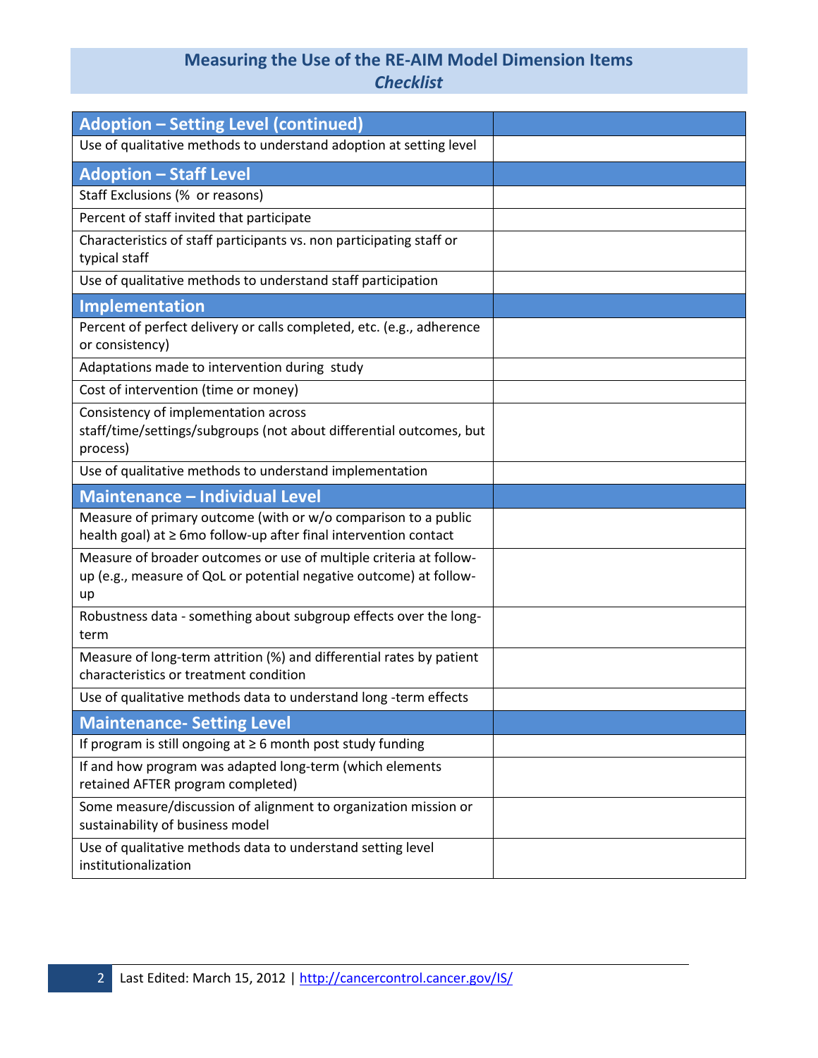# Measuring the Use of the RE-AIM Model Dimension Items
## *Checklist*

| | |
|---|---|
| **Adoption – Setting Level (continued)** | |
| Use of qualitative methods to understand adoption at setting level | |
| **Adoption – Staff Level** | |
| Staff Exclusions (% or reasons) | |
| Percent of staff invited that participate | |
| Characteristics of staff participants vs. non participating staff or typical staff | |
| Use of qualitative methods to understand staff participation | |
| **Implementation** | |
| Percent of perfect delivery or calls completed, etc. (e.g., adherence or consistency) | |
| Adaptations made to intervention during study | |
| Cost of intervention (time or money) | |
| Consistency of implementation across staff/time/settings/subgroups (not about differential outcomes, but process) | |
| Use of qualitative methods to understand implementation | |
| **Maintenance – Individual Level** | |
| Measure of primary outcome (with or w/o comparison to a public health goal) at ≥ 6mo follow-up after final intervention contact | |
| Measure of broader outcomes or use of multiple criteria at follow-up (e.g., measure of QoL or potential negative outcome) at follow-up | |
| Robustness data - something about subgroup effects over the long-term | |
| Measure of long-term attrition (%) and differential rates by patient characteristics or treatment condition | |
| Use of qualitative methods data to understand long -term effects | |
| **Maintenance- Setting Level** | |
| If program is still ongoing at ≥ 6 month post study funding | |
| If and how program was adapted long-term (which elements retained AFTER program completed) | |
| Some measure/discussion of alignment to organization mission or sustainability of business model | |
| Use of qualitative methods data to understand setting level institutionalization | |

Last Edited: March 15, 2012 | http://cancercontrol.cancer.gov/IS/